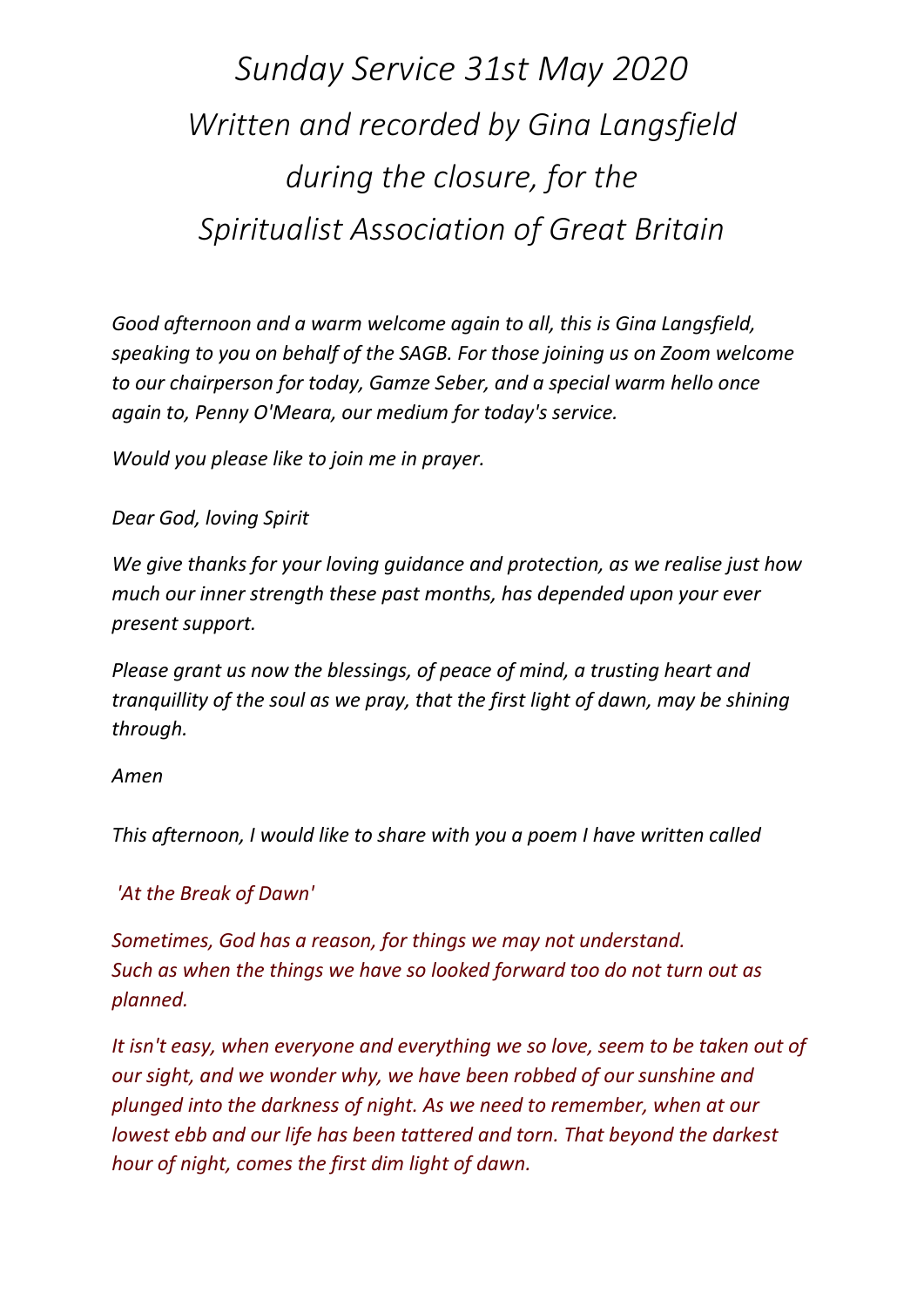# *Sunday Service 31st May 2020*
# *Written and recorded by Gina Langsfield during the closure, for the Spiritualist Association of Great Britain*

*Good afternoon and a warm welcome again to all, this is Gina Langsfield, speaking to you on behalf of the SAGB. For those joining us on Zoom welcome to our chairperson for today, Gamze Seber, and a special warm hello once again to, Penny O'Meara, our medium for today's service.*

*Would you please like to join me in prayer.*

*Dear God, loving Spirit*

*We give thanks for your loving guidance and protection, as we realise just how much our inner strength these past months, has depended upon your ever present support.*

*Please grant us now the blessings, of peace of mind, a trusting heart and tranquillity of the soul as we pray, that the first light of dawn, may be shining through.*

*Amen*

*This afternoon, I would like to share with you a poem I have written called*

*'At the Break of Dawn'*

*Sometimes, God has a reason, for things we may not understand.*
*Such as when the things we have so looked forward too do not turn out as planned.*

*It isn't easy, when everyone and everything we so love, seem to be taken out of our sight, and we wonder why, we have been robbed of our sunshine and plunged into the darkness of night. As we need to remember, when at our lowest ebb and our life has been tattered and torn. That beyond the darkest hour of night, comes the first dim light of dawn.*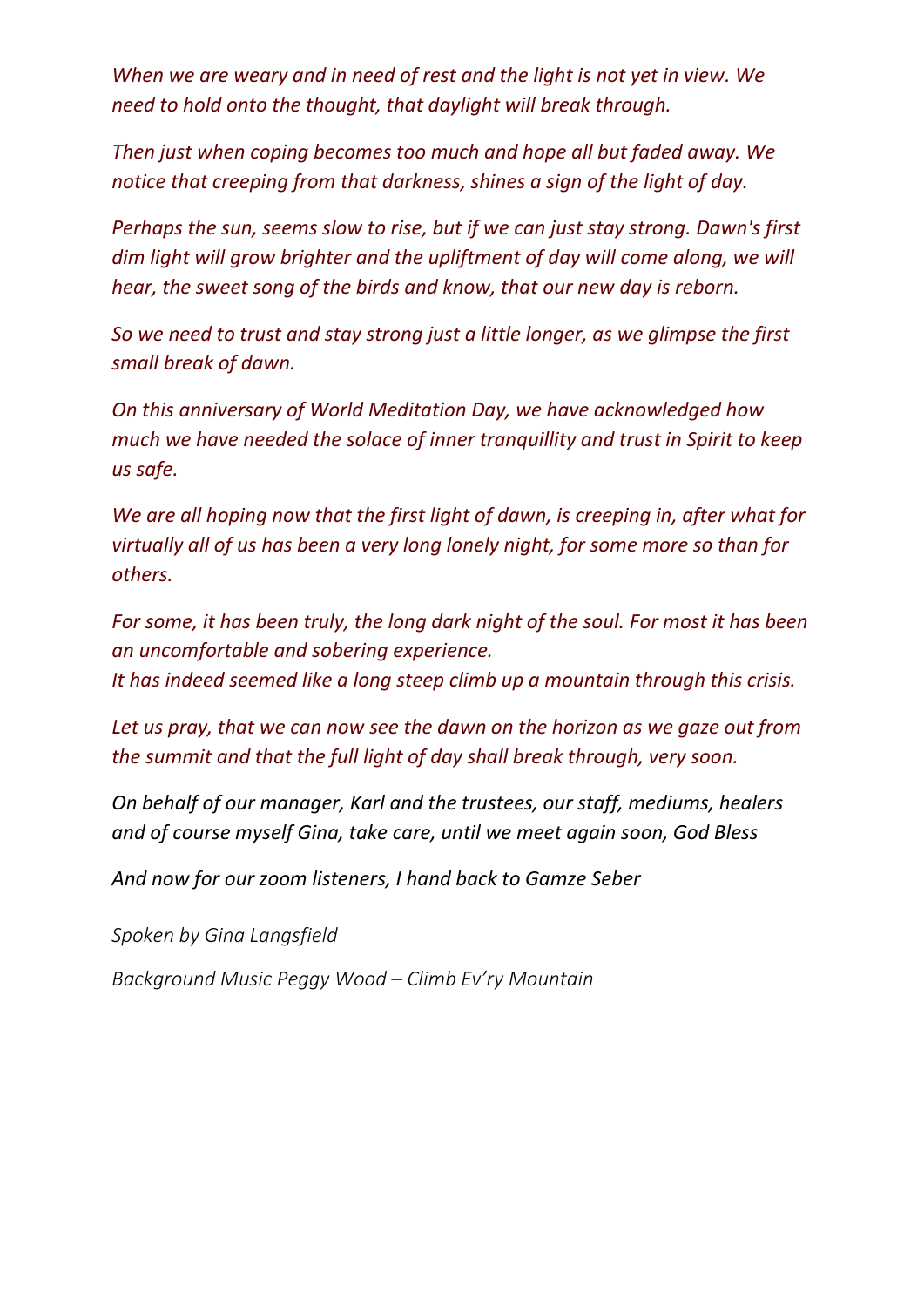*When we are weary and in need of rest and the light is not yet in view. We need to hold onto the thought, that daylight will break through.*

*Then just when coping becomes too much and hope all but faded away. We notice that creeping from that darkness, shines a sign of the light of day.*

*Perhaps the sun, seems slow to rise, but if we can just stay strong. Dawn's first dim light will grow brighter and the upliftment of day will come along, we will hear, the sweet song of the birds and know, that our new day is reborn.*

*So we need to trust and stay strong just a little longer, as we glimpse the first small break of dawn.*

*On this anniversary of World Meditation Day, we have acknowledged how much we have needed the solace of inner tranquillity and trust in Spirit to keep us safe.*

*We are all hoping now that the first light of dawn, is creeping in, after what for virtually all of us has been a very long lonely night, for some more so than for others.*

*For some, it has been truly, the long dark night of the soul. For most it has been an uncomfortable and sobering experience.*
*It has indeed seemed like a long steep climb up a mountain through this crisis.*

*Let us pray, that we can now see the dawn on the horizon as we gaze out from the summit and that the full light of day shall break through, very soon.*

*On behalf of our manager, Karl and the trustees, our staff, mediums, healers and of course myself Gina, take care, until we meet again soon, God Bless*

*And now for our zoom listeners, I hand back to Gamze Seber*

*Spoken by Gina Langsfield*

*Background Music Peggy Wood – Climb Ev'ry Mountain*